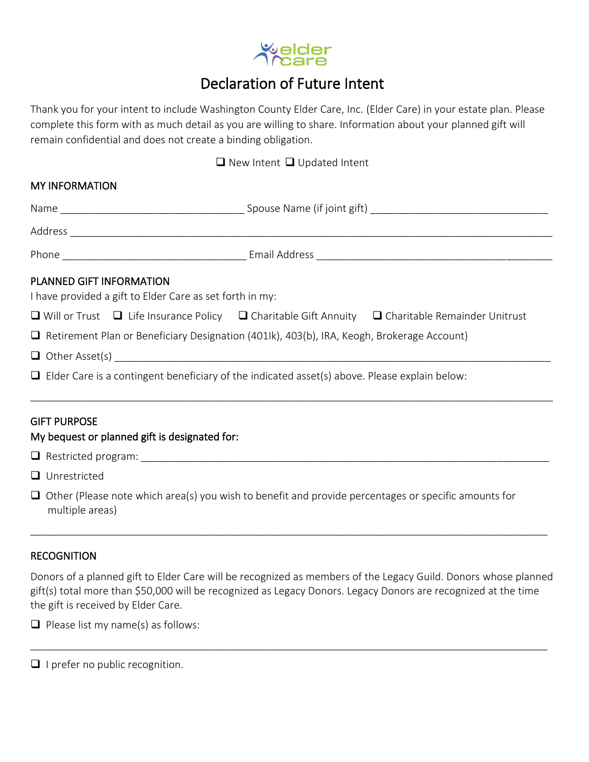# Declaration of Future Intent

Thank you for your intent to include Washington County Elder Care, Inc. (Elder Care) in your estate plan. Please complete this form with as much detail as you are willing to share. Information about your planned gift will remain confidential and does not create a binding obligation.

❑ New Intent ❑ Updated Intent

## MY INFORMATION

Name ________________________________ Spouse Name (if joint gift) _______________________________

Address ___________________________________________________________________________________

Phone ________________________________ Email Address _________________________________________

## PLANNED GIFT INFORMATION

I have provided a gift to Elder Care as set forth in my:

❑ Will or Trust ❑ Life Insurance Policy ❑ Charitable Gift Annuity ❑ Charitable Remainder Unitrust

❑ Retirement Plan or Beneficiary Designation (401lk), 403(b), IRA, Keogh, Brokerage Account)

❑ Other Asset(s) __________________________________________________________________________

❑ Elder Care is a contingent beneficiary of the indicated asset(s) above. Please explain below:

_____________________________________________________________________________________________

## GIFT PURPOSE

**My bequest or planned gift is designated for:**

❑ Restricted program: _______________________________________________________________________

❑ Unrestricted

❑ Other (Please note which area(s) you wish to benefit and provide percentages or specific amounts for multiple areas)

_____________________________________________________________________________________________

## RECOGNITION

Donors of a planned gift to Elder Care will be recognized as members of the Legacy Guild. Donors whose planned gift(s) total more than $50,000 will be recognized as Legacy Donors. Legacy Donors are recognized at the time the gift is received by Elder Care.

❑ Please list my name(s) as follows:

_____________________________________________________________________________________________

❑ I prefer no public recognition.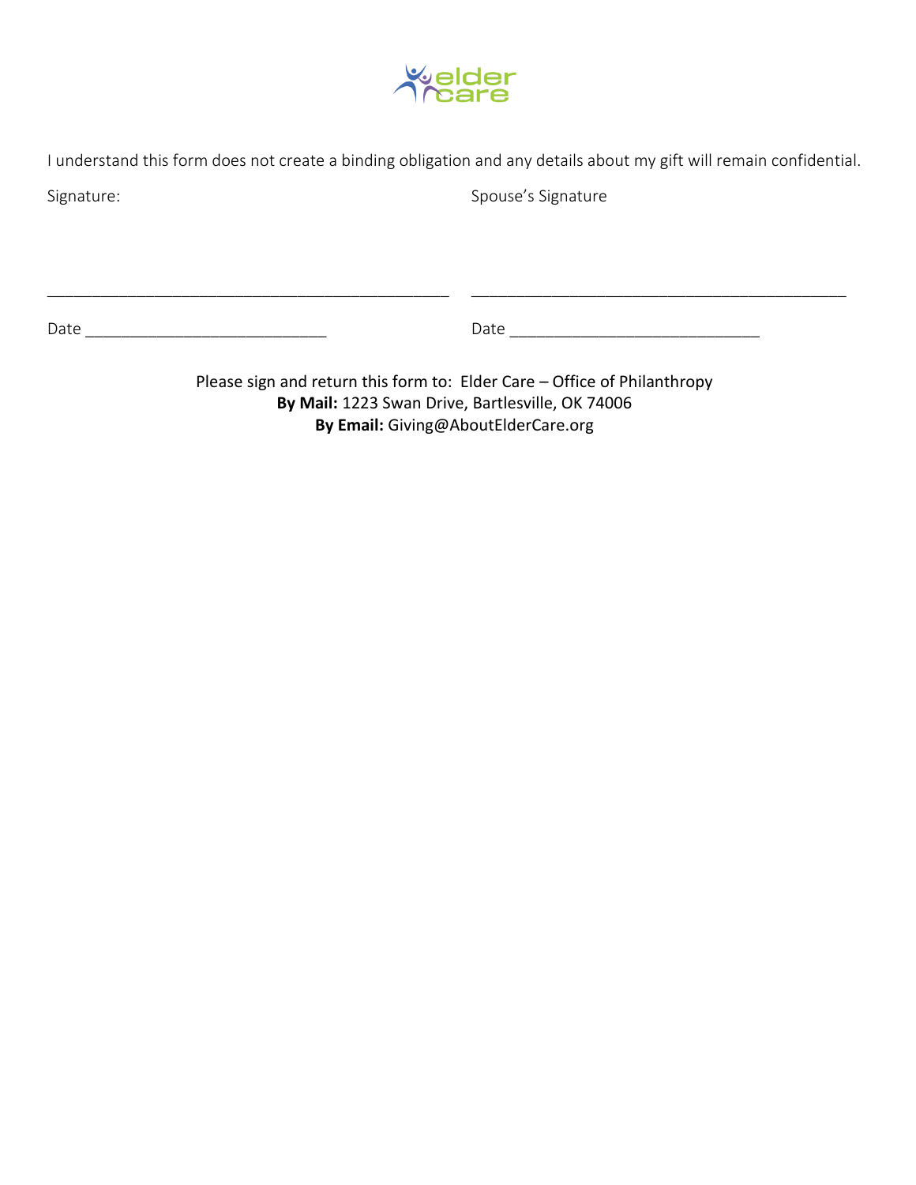I understand this form does not create a binding obligation and any details about my gift will remain confidential.

Signature: ______________________________________________

Spouse's Signature ______________________________________________

Date ___________________________

Date ___________________________

Please sign and return this form to: Elder Care – Office of Philanthropy
**By Mail:** 1223 Swan Drive, Bartlesville, OK 74006
**By Email:** Giving@AboutElderCare.org